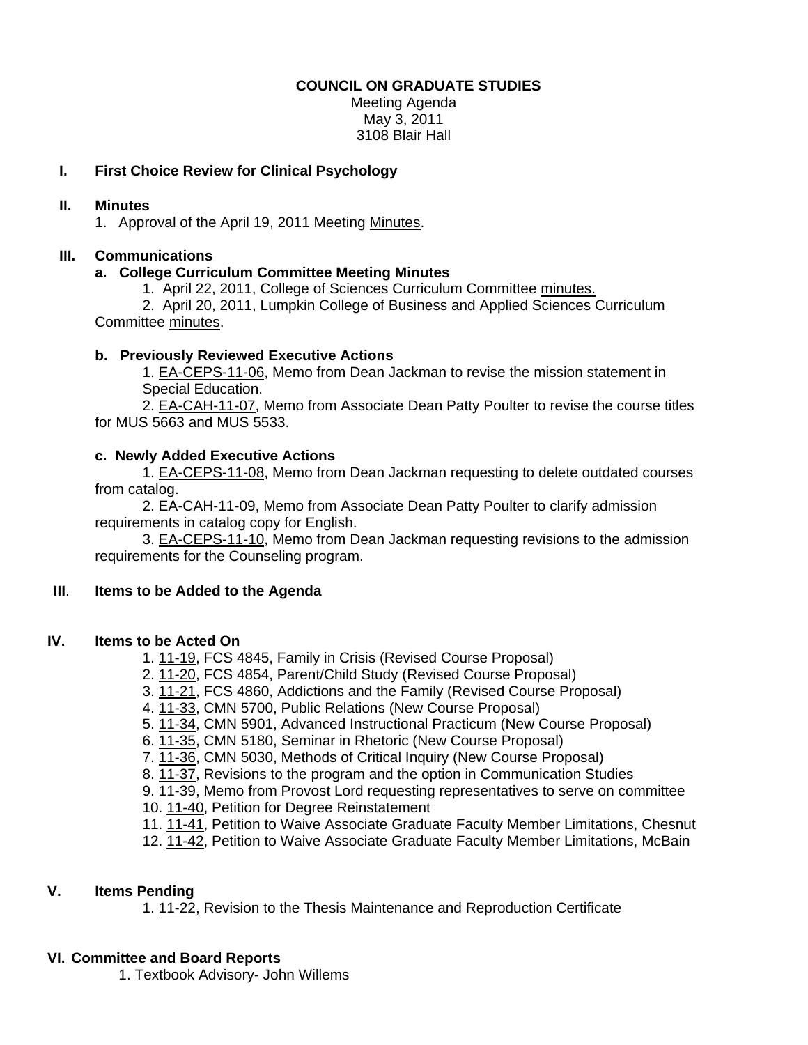**COUNCIL ON GRADUATE STUDIES**

Meeting Agenda
May 3, 2011
3108 Blair Hall

## I. First Choice Review for Clinical Psychology

## II. Minutes

1. Approval of the April 19, 2011 Meeting Minutes.

## III. Communications

### a. College Curriculum Committee Meeting Minutes

1. April 22, 2011, College of Sciences Curriculum Committee minutes.
2. April 20, 2011, Lumpkin College of Business and Applied Sciences Curriculum Committee minutes.

### b. Previously Reviewed Executive Actions

1. EA-CEPS-11-06, Memo from Dean Jackman to revise the mission statement in Special Education.
2. EA-CAH-11-07, Memo from Associate Dean Patty Poulter to revise the course titles for MUS 5663 and MUS 5533.

### c. Newly Added Executive Actions

1. EA-CEPS-11-08, Memo from Dean Jackman requesting to delete outdated courses from catalog.
2. EA-CAH-11-09, Memo from Associate Dean Patty Poulter to clarify admission requirements in catalog copy for English.
3. EA-CEPS-11-10, Memo from Dean Jackman requesting revisions to the admission requirements for the Counseling program.

## III. Items to be Added to the Agenda

## IV. Items to be Acted On

1. 11-19, FCS 4845, Family in Crisis (Revised Course Proposal)
2. 11-20, FCS 4854, Parent/Child Study (Revised Course Proposal)
3. 11-21, FCS 4860, Addictions and the Family (Revised Course Proposal)
4. 11-33, CMN 5700, Public Relations (New Course Proposal)
5. 11-34, CMN 5901, Advanced Instructional Practicum (New Course Proposal)
6. 11-35, CMN 5180, Seminar in Rhetoric (New Course Proposal)
7. 11-36, CMN 5030, Methods of Critical Inquiry (New Course Proposal)
8. 11-37, Revisions to the program and the option in Communication Studies
9. 11-39, Memo from Provost Lord requesting representatives to serve on committee
10. 11-40, Petition for Degree Reinstatement
11. 11-41, Petition to Waive Associate Graduate Faculty Member Limitations, Chesnut
12. 11-42, Petition to Waive Associate Graduate Faculty Member Limitations, McBain

## V. Items Pending

1. 11-22, Revision to the Thesis Maintenance and Reproduction Certificate

## VI. Committee and Board Reports

1. Textbook Advisory- John Willems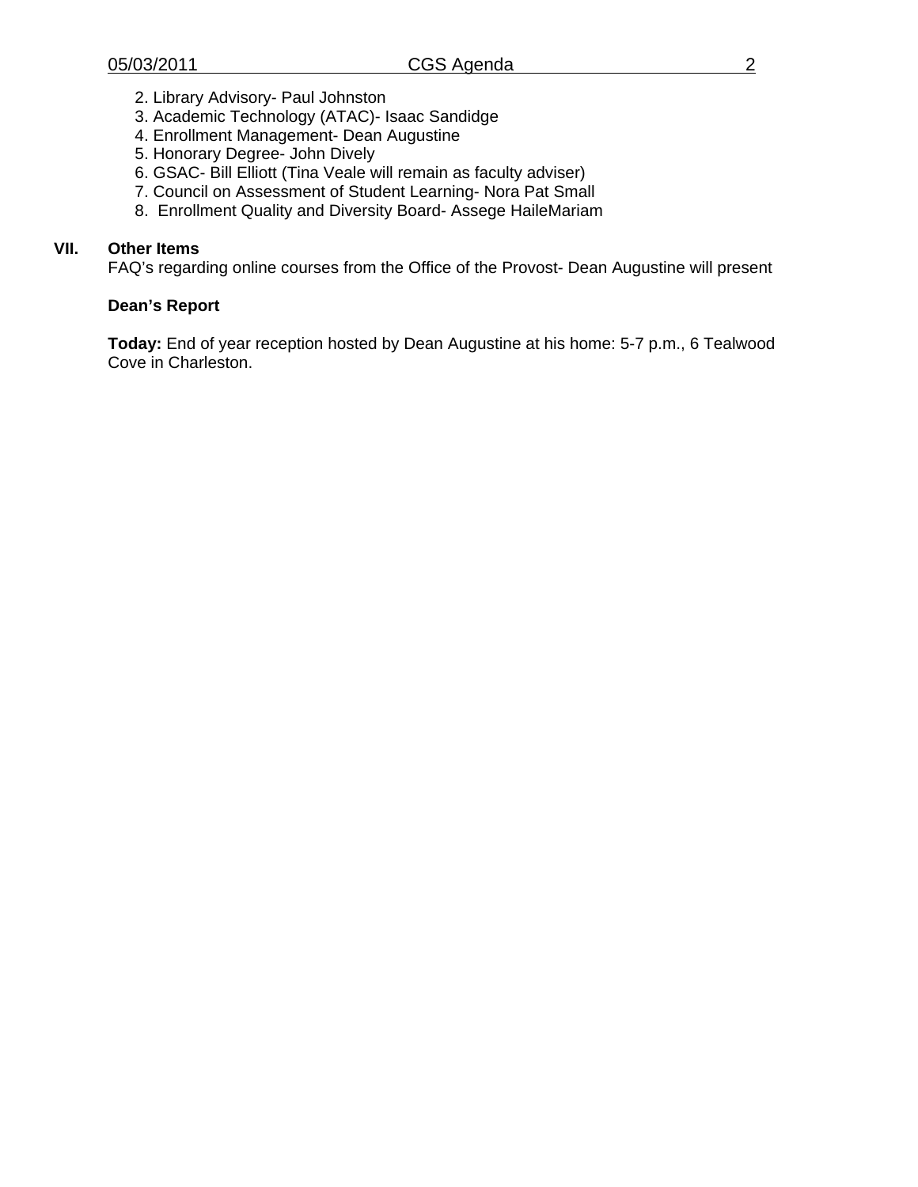2. Library Advisory- Paul Johnston
3. Academic Technology (ATAC)- Isaac Sandidge
4. Enrollment Management- Dean Augustine
5. Honorary Degree- John Dively
6. GSAC- Bill Elliott (Tina Veale will remain as faculty adviser)
7. Council on Assessment of Student Learning- Nora Pat Small
8. Enrollment Quality and Diversity Board- Assege HaileMariam

## VII. Other Items

FAQ's regarding online courses from the Office of the Provost- Dean Augustine will present

**Dean's Report**

**Today:** End of year reception hosted by Dean Augustine at his home: 5-7 p.m., 6 Tealwood Cove in Charleston.